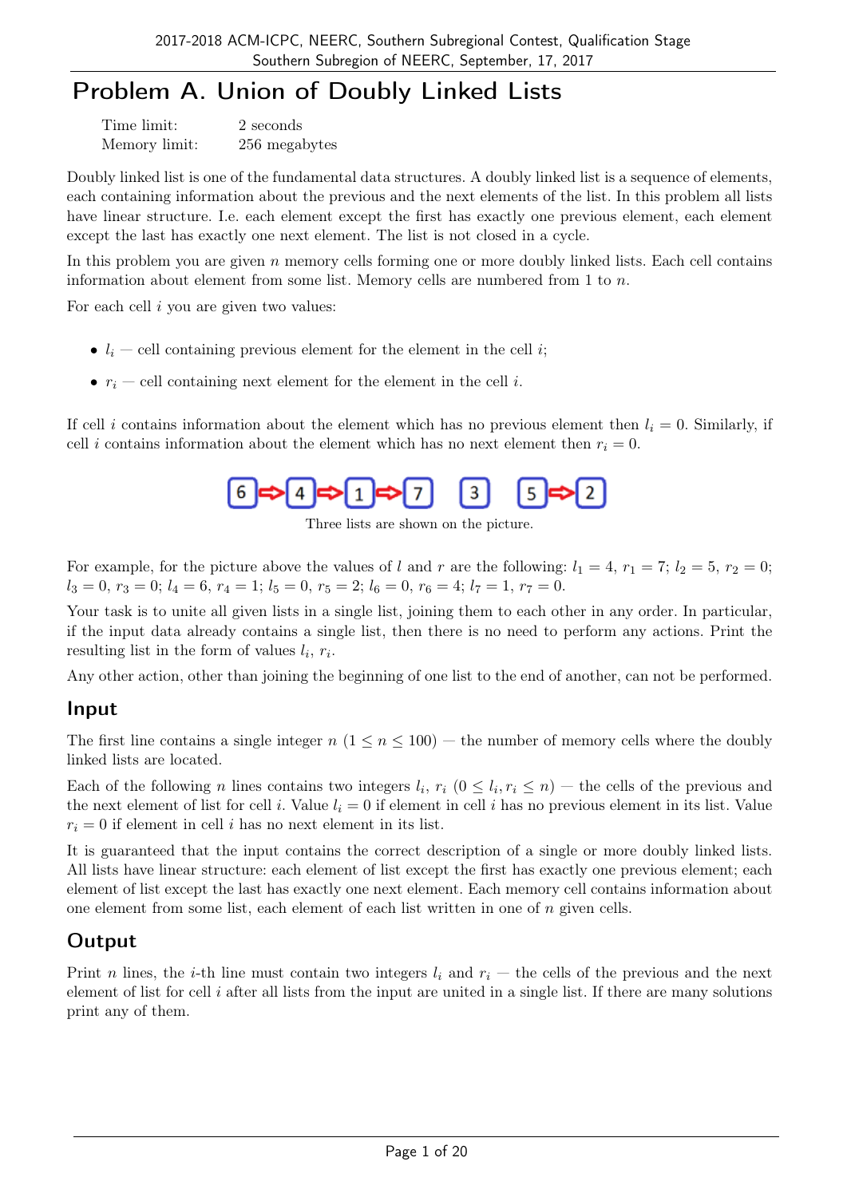# Problem A. Union of Doubly Linked Lists

| | |
|---|---|
| Time limit: | 2 seconds |
| Memory limit: | 256 megabytes |

Doubly linked list is one of the fundamental data structures. A doubly linked list is a sequence of elements, each containing information about the previous and the next elements of the list. In this problem all lists have linear structure. I.e. each element except the first has exactly one previous element, each element except the last has exactly one next element. The list is not closed in a cycle.

In this problem you are given $n$ memory cells forming one or more doubly linked lists. Each cell contains information about element from some list. Memory cells are numbered from 1 to $n$.

For each cell $i$ you are given two values:

- $l_i$ — cell containing previous element for the element in the cell $i$;
- $r_i$ — cell containing next element for the element in the cell $i$.

If cell $i$ contains information about the element which has no previous element then $l_i = 0$. Similarly, if cell $i$ contains information about the element which has no next element then $r_i = 0$.

6 ⇒ 4 ⇒ 1 ⇒ 7    3    5 ⇒ 2

Three lists are shown on the picture.

For example, for the picture above the values of $l$ and $r$ are the following: $l_1 = 4$, $r_1 = 7$; $l_2 = 5$, $r_2 = 0$; $l_3 = 0$, $r_3 = 0$; $l_4 = 6$, $r_4 = 1$; $l_5 = 0$, $r_5 = 2$; $l_6 = 0$, $r_6 = 4$; $l_7 = 1$, $r_7 = 0$.

Your task is to unite all given lists in a single list, joining them to each other in any order. In particular, if the input data already contains a single list, then there is no need to perform any actions. Print the resulting list in the form of values $l_i$, $r_i$.

Any other action, other than joining the beginning of one list to the end of another, can not be performed.

## Input

The first line contains a single integer $n$ ($1 \le n \le 100$) — the number of memory cells where the doubly linked lists are located.

Each of the following $n$ lines contains two integers $l_i$, $r_i$ ($0 \le l_i, r_i \le n$) — the cells of the previous and the next element of list for cell $i$. Value $l_i = 0$ if element in cell $i$ has no previous element in its list. Value $r_i = 0$ if element in cell $i$ has no next element in its list.

It is guaranteed that the input contains the correct description of a single or more doubly linked lists. All lists have linear structure: each element of list except the first has exactly one previous element; each element of list except the last has exactly one next element. Each memory cell contains information about one element from some list, each element of each list written in one of $n$ given cells.

## Output

Print $n$ lines, the $i$-th line must contain two integers $l_i$ and $r_i$ — the cells of the previous and the next element of list for cell $i$ after all lists from the input are united in a single list. If there are many solutions print any of them.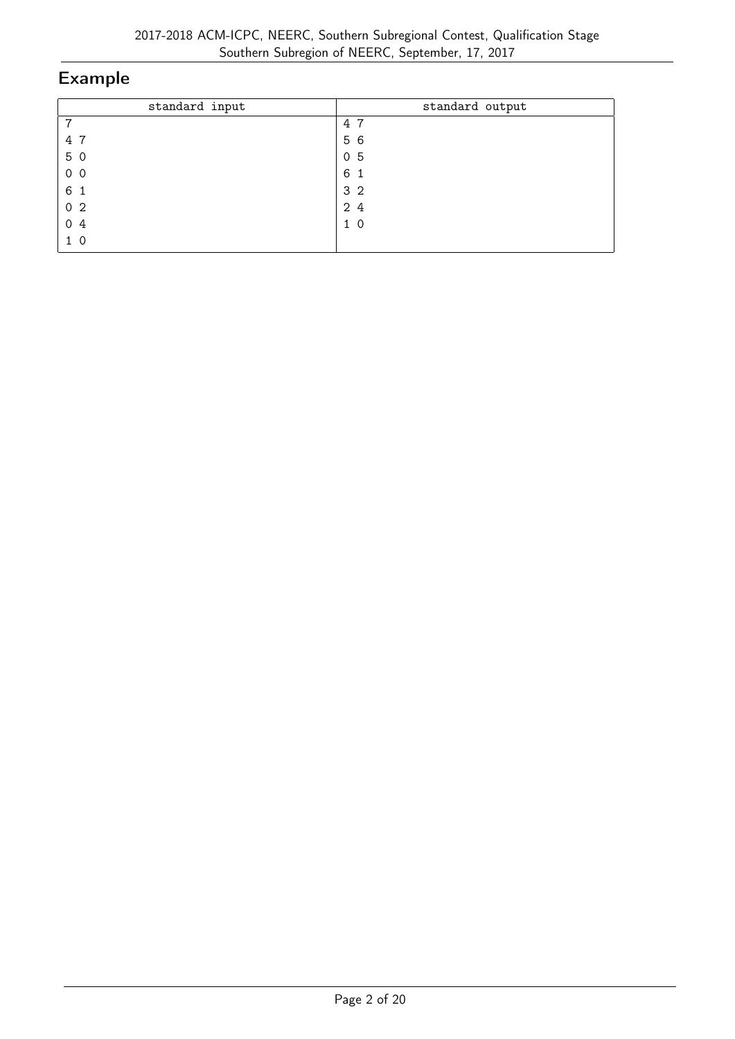## Example

| standard input | standard output |
|---|---|
| 7<br>4 7<br>5 0<br>0 0<br>6 1<br>0 2<br>0 4<br>1 0 | 4 7<br>5 6<br>0 5<br>6 1<br>3 2<br>2 4<br>1 0 |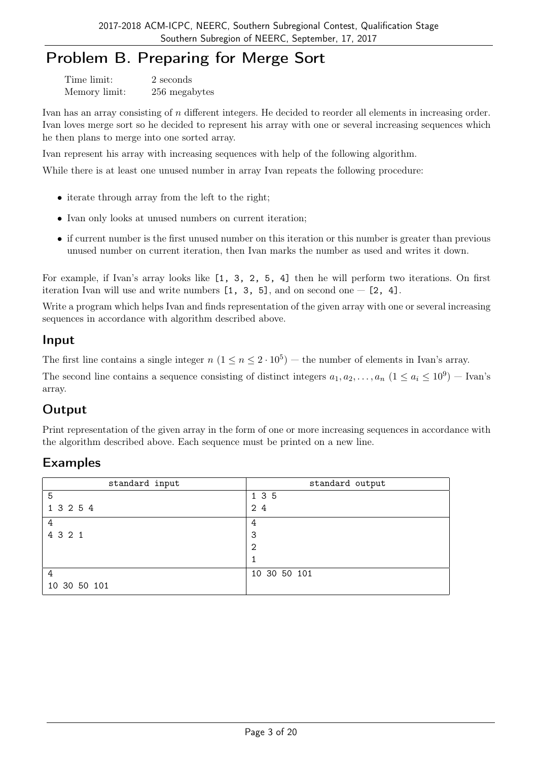# Problem B. Preparing for Merge Sort

| | |
|---|---|
| Time limit: | 2 seconds |
| Memory limit: | 256 megabytes |

Ivan has an array consisting of $n$ different integers. He decided to reorder all elements in increasing order. Ivan loves merge sort so he decided to represent his array with one or several increasing sequences which he then plans to merge into one sorted array.

Ivan represent his array with increasing sequences with help of the following algorithm.

While there is at least one unused number in array Ivan repeats the following procedure:

- iterate through array from the left to the right;
- Ivan only looks at unused numbers on current iteration;
- if current number is the first unused number on this iteration or this number is greater than previous unused number on current iteration, then Ivan marks the number as used and writes it down.

For example, if Ivan's array looks like `[1, 3, 2, 5, 4]` then he will perform two iterations. On first iteration Ivan will use and write numbers `[1, 3, 5]`, and on second one — `[2, 4]`.

Write a program which helps Ivan and finds representation of the given array with one or several increasing sequences in accordance with algorithm described above.

## Input

The first line contains a single integer $n$ ($1 \le n \le 2 \cdot 10^5$) — the number of elements in Ivan's array.

The second line contains a sequence consisting of distinct integers $a_1, a_2, \ldots, a_n$ ($1 \le a_i \le 10^9$) — Ivan's array.

## Output

Print representation of the given array in the form of one or more increasing sequences in accordance with the algorithm described above. Each sequence must be printed on a new line.

## Examples

| standard input | standard output |
|---|---|
| 5<br>1 3 2 5 4 | 1 3 5<br>2 4 |
| 4<br>4 3 2 1 | 4<br>3<br>2<br>1 |
| 4<br>10 30 50 101 | 10 30 50 101 |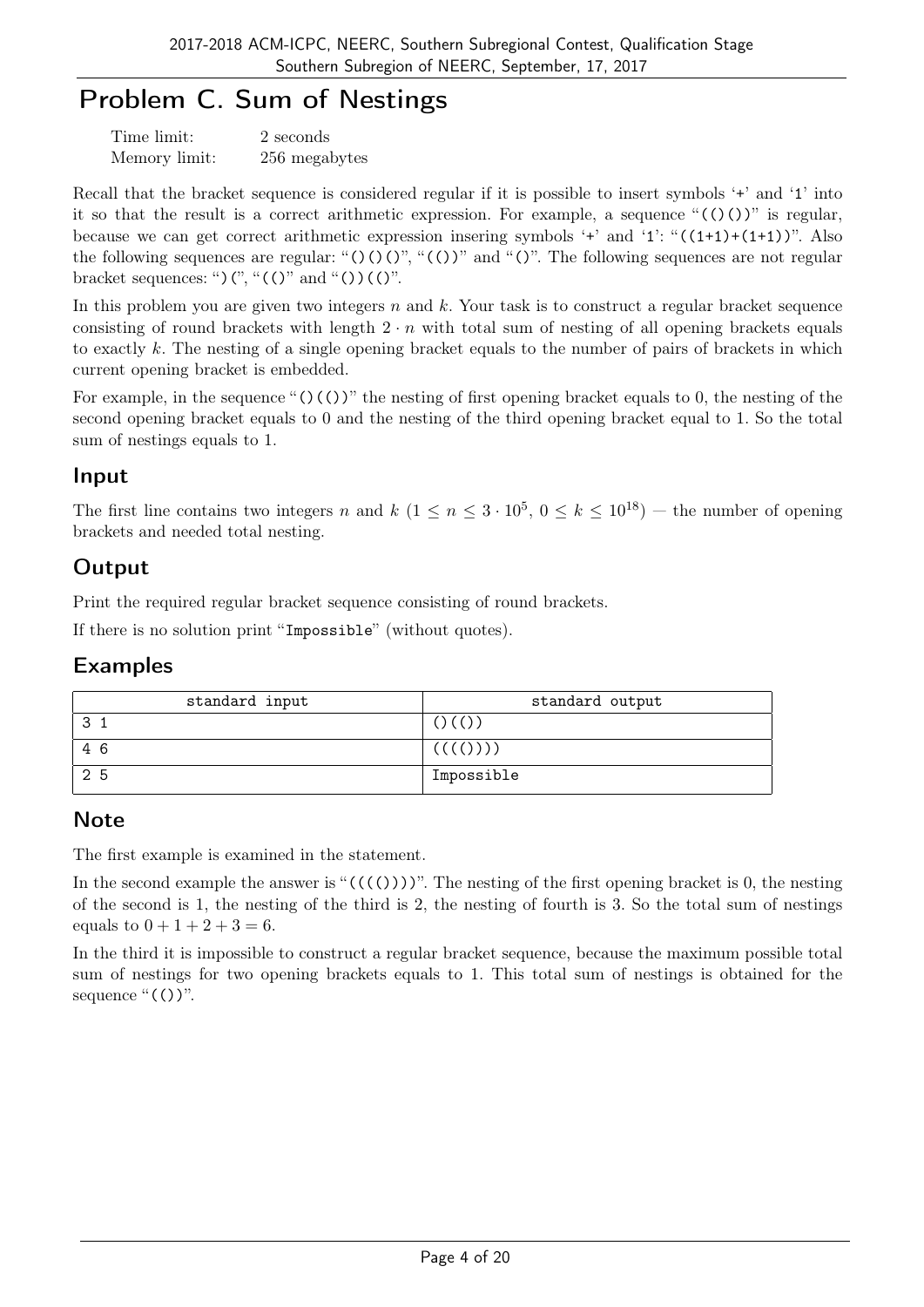# Problem C. Sum of Nestings

| | |
|---|---|
| Time limit: | 2 seconds |
| Memory limit: | 256 megabytes |

Recall that the bracket sequence is considered regular if it is possible to insert symbols '+' and '1' into it so that the result is a correct arithmetic expression. For example, a sequence "(()())" is regular, because we can get correct arithmetic expression insering symbols '+' and '1': "((1+1)+(1+1))". Also the following sequences are regular: "()()()", "(())" and "()". The following sequences are not regular bracket sequences: ")(", "(()" and "())(()".

In this problem you are given two integers $n$ and $k$. Your task is to construct a regular bracket sequence consisting of round brackets with length $2 \cdot n$ with total sum of nesting of all opening brackets equals to exactly $k$. The nesting of a single opening bracket equals to the number of pairs of brackets in which current opening bracket is embedded.

For example, in the sequence "()(())" the nesting of first opening bracket equals to 0, the nesting of the second opening bracket equals to 0 and the nesting of the third opening bracket equal to 1. So the total sum of nestings equals to 1.

## Input

The first line contains two integers $n$ and $k$ ($1 \le n \le 3 \cdot 10^5$, $0 \le k \le 10^{18}$) — the number of opening brackets and needed total nesting.

## Output

Print the required regular bracket sequence consisting of round brackets.

If there is no solution print "Impossible" (without quotes).

## Examples

| standard input | standard output |
|---|---|
| 3 1 | ()(()) |
| 4 6 | (((()))) |
| 2 5 | Impossible |

## Note

The first example is examined in the statement.

In the second example the answer is "(((())))". The nesting of the first opening bracket is 0, the nesting of the second is 1, the nesting of the third is 2, the nesting of fourth is 3. So the total sum of nestings equals to $0 + 1 + 2 + 3 = 6$.

In the third it is impossible to construct a regular bracket sequence, because the maximum possible total sum of nestings for two opening brackets equals to 1. This total sum of nestings is obtained for the sequence "(())".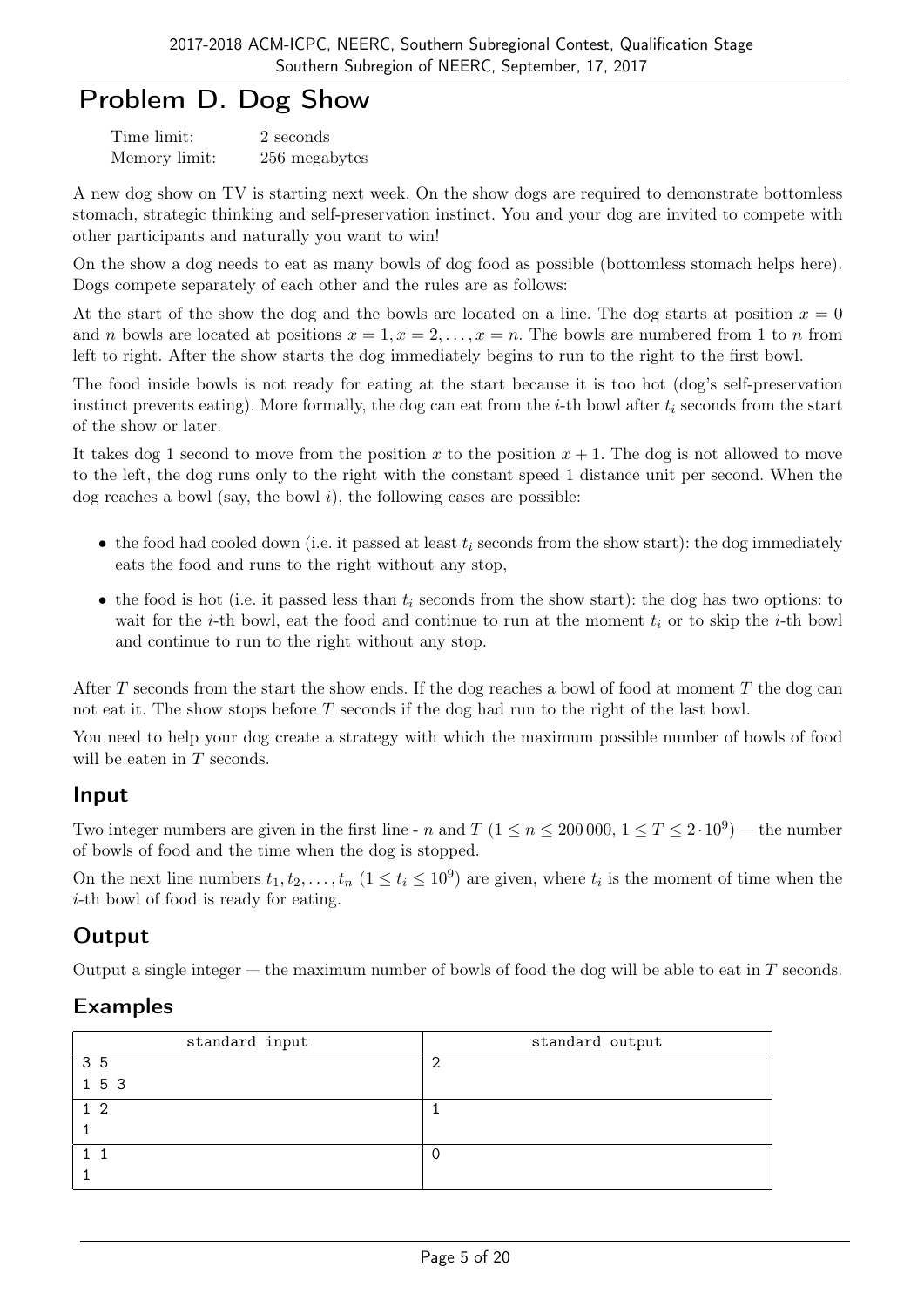# Problem D. Dog Show

| | |
|---|---|
| Time limit: | 2 seconds |
| Memory limit: | 256 megabytes |

A new dog show on TV is starting next week. On the show dogs are required to demonstrate bottomless stomach, strategic thinking and self-preservation instinct. You and your dog are invited to compete with other participants and naturally you want to win!

On the show a dog needs to eat as many bowls of dog food as possible (bottomless stomach helps here). Dogs compete separately of each other and the rules are as follows:

At the start of the show the dog and the bowls are located on a line. The dog starts at position $x = 0$ and $n$ bowls are located at positions $x = 1, x = 2, \ldots, x = n$. The bowls are numbered from 1 to $n$ from left to right. After the show starts the dog immediately begins to run to the right to the first bowl.

The food inside bowls is not ready for eating at the start because it is too hot (dog's self-preservation instinct prevents eating). More formally, the dog can eat from the $i$-th bowl after $t_i$ seconds from the start of the show or later.

It takes dog 1 second to move from the position $x$ to the position $x + 1$. The dog is not allowed to move to the left, the dog runs only to the right with the constant speed 1 distance unit per second. When the dog reaches a bowl (say, the bowl $i$), the following cases are possible:

- the food had cooled down (i.e. it passed at least $t_i$ seconds from the show start): the dog immediately eats the food and runs to the right without any stop,
- the food is hot (i.e. it passed less than $t_i$ seconds from the show start): the dog has two options: to wait for the $i$-th bowl, eat the food and continue to run at the moment $t_i$ or to skip the $i$-th bowl and continue to run to the right without any stop.

After $T$ seconds from the start the show ends. If the dog reaches a bowl of food at moment $T$ the dog can not eat it. The show stops before $T$ seconds if the dog had run to the right of the last bowl.

You need to help your dog create a strategy with which the maximum possible number of bowls of food will be eaten in $T$ seconds.

## Input

Two integer numbers are given in the first line - $n$ and $T$ ($1 \le n \le 200\,000$, $1 \le T \le 2 \cdot 10^9$) — the number of bowls of food and the time when the dog is stopped.

On the next line numbers $t_1, t_2, \ldots, t_n$ ($1 \le t_i \le 10^9$) are given, where $t_i$ is the moment of time when the $i$-th bowl of food is ready for eating.

## Output

Output a single integer — the maximum number of bowls of food the dog will be able to eat in $T$ seconds.

## Examples

| standard input | standard output |
|---|---|
| 3 5<br>1 5 3 | 2 |
| 1 2<br>1 | 1 |
| 1 1<br>1 | 0 |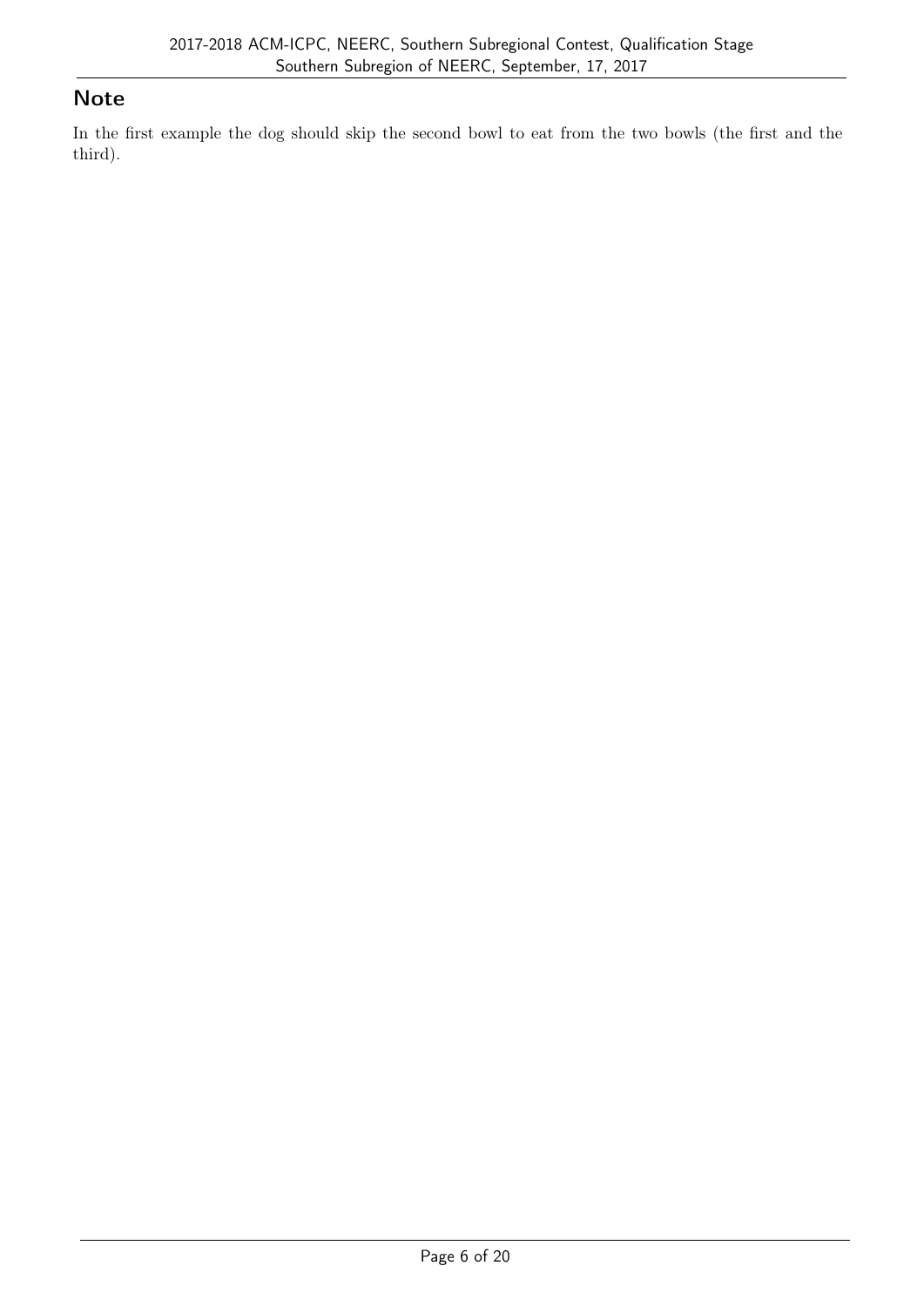## Note

In the first example the dog should skip the second bowl to eat from the two bowls (the first and the third).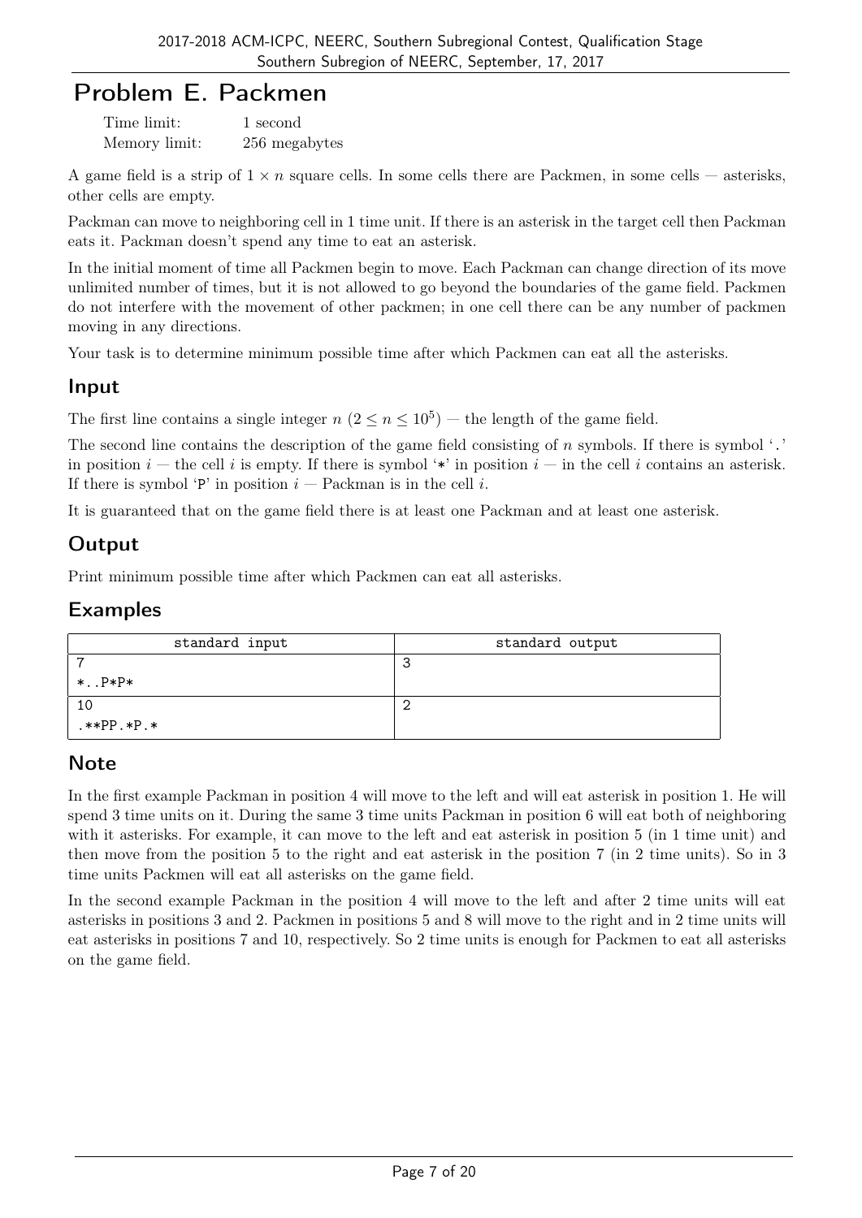# Problem E. Packmen

Time limit: 1 second
Memory limit: 256 megabytes

A game field is a strip of $1 \times n$ square cells. In some cells there are Packmen, in some cells — asterisks, other cells are empty.

Packman can move to neighboring cell in 1 time unit. If there is an asterisk in the target cell then Packman eats it. Packman doesn't spend any time to eat an asterisk.

In the initial moment of time all Packmen begin to move. Each Packman can change direction of its move unlimited number of times, but it is not allowed to go beyond the boundaries of the game field. Packmen do not interfere with the movement of other packmen; in one cell there can be any number of packmen moving in any directions.

Your task is to determine minimum possible time after which Packmen can eat all the asterisks.

## Input

The first line contains a single integer $n$ ($2 \le n \le 10^5$) — the length of the game field.

The second line contains the description of the game field consisting of $n$ symbols. If there is symbol '.' in position $i$ — the cell $i$ is empty. If there is symbol '*' in position $i$ — in the cell $i$ contains an asterisk. If there is symbol 'P' in position $i$ — Packman is in the cell $i$.

It is guaranteed that on the game field there is at least one Packman and at least one asterisk.

## Output

Print minimum possible time after which Packmen can eat all asterisks.

## Examples

| standard input | standard output |
|---|---|
| 7<br>*..P*P* | 3 |
| 10<br>.**PP.*P.* | 2 |

## Note

In the first example Packman in position 4 will move to the left and will eat asterisk in position 1. He will spend 3 time units on it. During the same 3 time units Packman in position 6 will eat both of neighboring with it asterisks. For example, it can move to the left and eat asterisk in position 5 (in 1 time unit) and then move from the position 5 to the right and eat asterisk in the position 7 (in 2 time units). So in 3 time units Packmen will eat all asterisks on the game field.

In the second example Packman in the position 4 will move to the left and after 2 time units will eat asterisks in positions 3 and 2. Packmen in positions 5 and 8 will move to the right and in 2 time units will eat asterisks in positions 7 and 10, respectively. So 2 time units is enough for Packmen to eat all asterisks on the game field.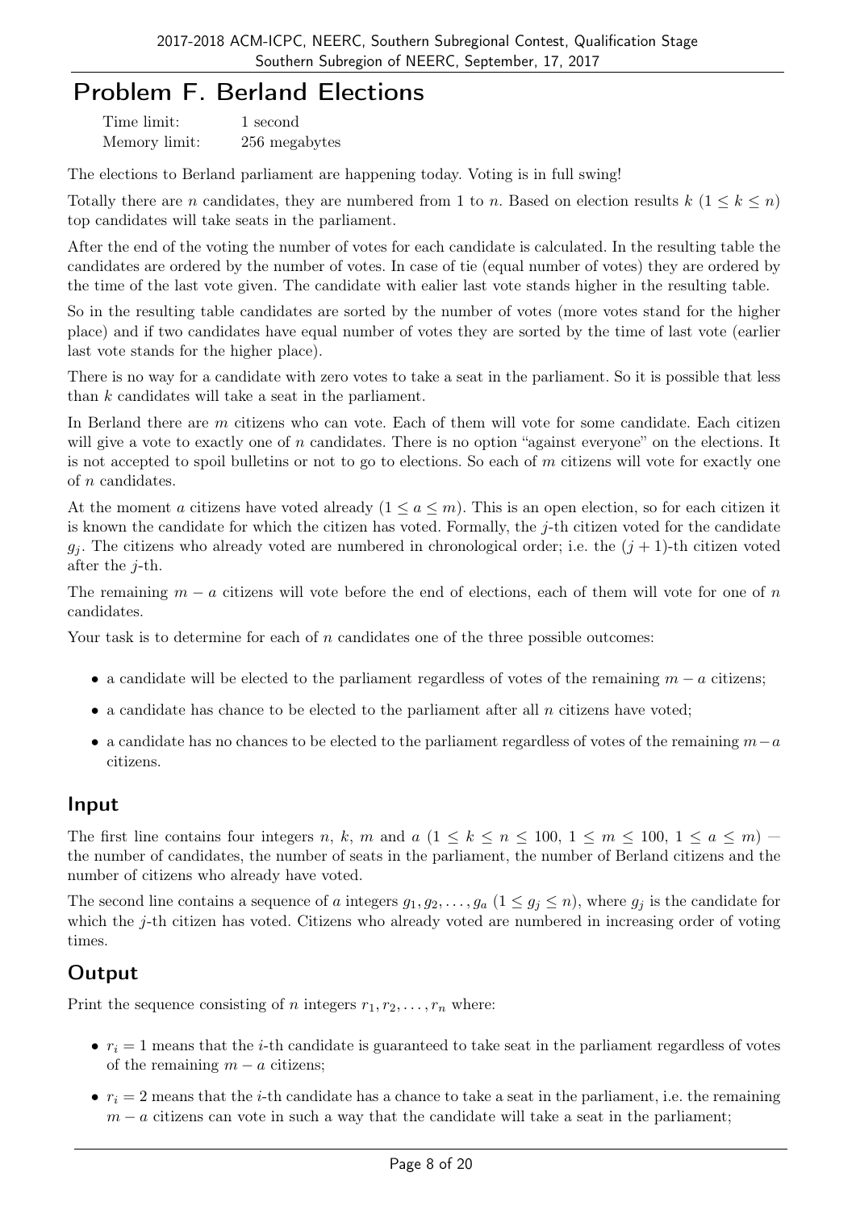# Problem F. Berland Elections

Time limit: 1 second
Memory limit: 256 megabytes

The elections to Berland parliament are happening today. Voting is in full swing!

Totally there are $n$ candidates, they are numbered from 1 to $n$. Based on election results $k$ ($1 \le k \le n$) top candidates will take seats in the parliament.

After the end of the voting the number of votes for each candidate is calculated. In the resulting table the candidates are ordered by the number of votes. In case of tie (equal number of votes) they are ordered by the time of the last vote given. The candidate with ealier last vote stands higher in the resulting table.

So in the resulting table candidates are sorted by the number of votes (more votes stand for the higher place) and if two candidates have equal number of votes they are sorted by the time of last vote (earlier last vote stands for the higher place).

There is no way for a candidate with zero votes to take a seat in the parliament. So it is possible that less than $k$ candidates will take a seat in the parliament.

In Berland there are $m$ citizens who can vote. Each of them will vote for some candidate. Each citizen will give a vote to exactly one of $n$ candidates. There is no option "against everyone" on the elections. It is not accepted to spoil bulletins or not to go to elections. So each of $m$ citizens will vote for exactly one of $n$ candidates.

At the moment $a$ citizens have voted already ($1 \le a \le m$). This is an open election, so for each citizen it is known the candidate for which the citizen has voted. Formally, the $j$-th citizen voted for the candidate $g_j$. The citizens who already voted are numbered in chronological order; i.e. the $(j+1)$-th citizen voted after the $j$-th.

The remaining $m - a$ citizens will vote before the end of elections, each of them will vote for one of $n$ candidates.

Your task is to determine for each of $n$ candidates one of the three possible outcomes:

- a candidate will be elected to the parliament regardless of votes of the remaining $m - a$ citizens;
- a candidate has chance to be elected to the parliament after all $n$ citizens have voted;
- a candidate has no chances to be elected to the parliament regardless of votes of the remaining $m-a$ citizens.

## Input

The first line contains four integers $n$, $k$, $m$ and $a$ ($1 \le k \le n \le 100$, $1 \le m \le 100$, $1 \le a \le m$) — the number of candidates, the number of seats in the parliament, the number of Berland citizens and the number of citizens who already have voted.

The second line contains a sequence of $a$ integers $g_1, g_2, \ldots, g_a$ ($1 \le g_j \le n$), where $g_j$ is the candidate for which the $j$-th citizen has voted. Citizens who already voted are numbered in increasing order of voting times.

## Output

Print the sequence consisting of $n$ integers $r_1, r_2, \ldots, r_n$ where:

- $r_i = 1$ means that the $i$-th candidate is guaranteed to take seat in the parliament regardless of votes of the remaining $m - a$ citizens;
- $r_i = 2$ means that the $i$-th candidate has a chance to take a seat in the parliament, i.e. the remaining $m - a$ citizens can vote in such a way that the candidate will take a seat in the parliament;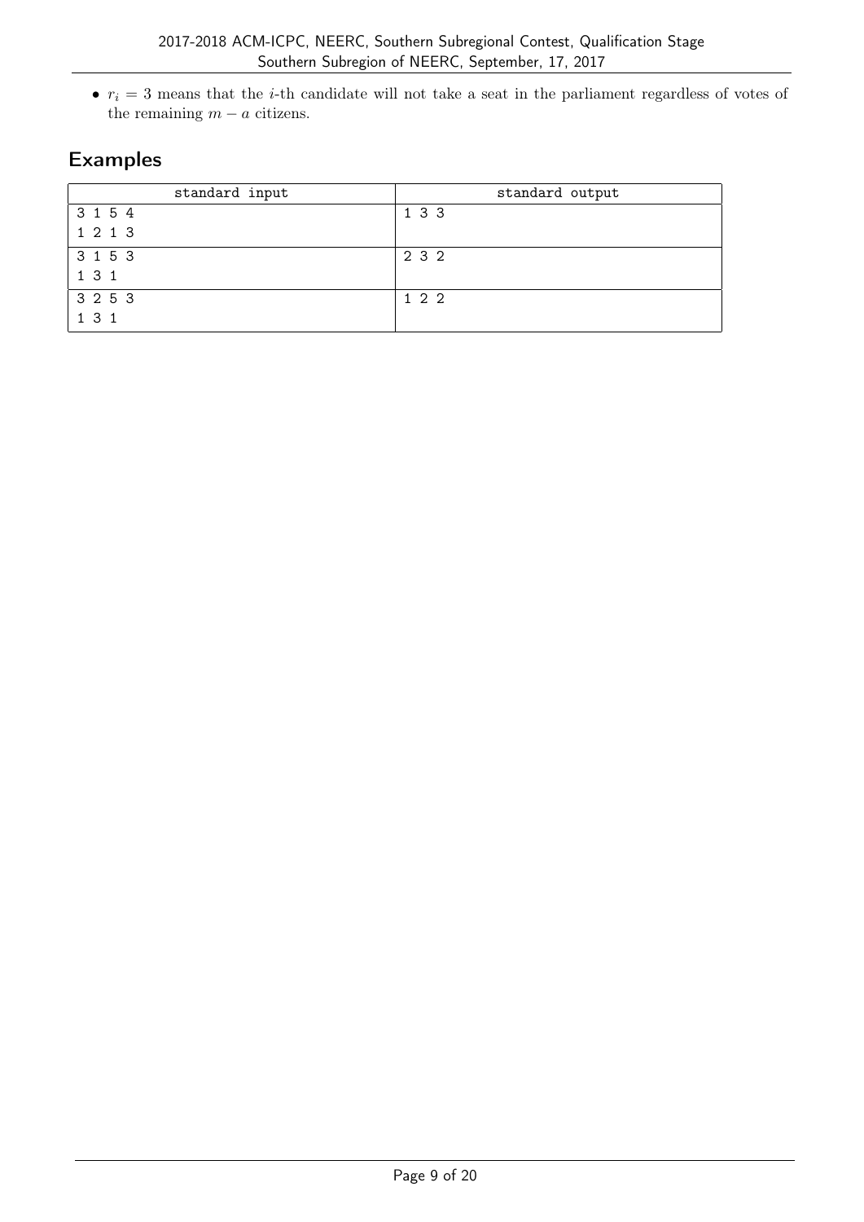- $r_i = 3$ means that the $i$-th candidate will not take a seat in the parliament regardless of votes of the remaining $m - a$ citizens.

## Examples

| standard input | standard output |
|---|---|
| 3 1 5 4<br>1 2 1 3 | 1 3 3 |
| 3 1 5 3<br>1 3 1 | 2 3 2 |
| 3 2 5 3<br>1 3 1 | 1 2 2 |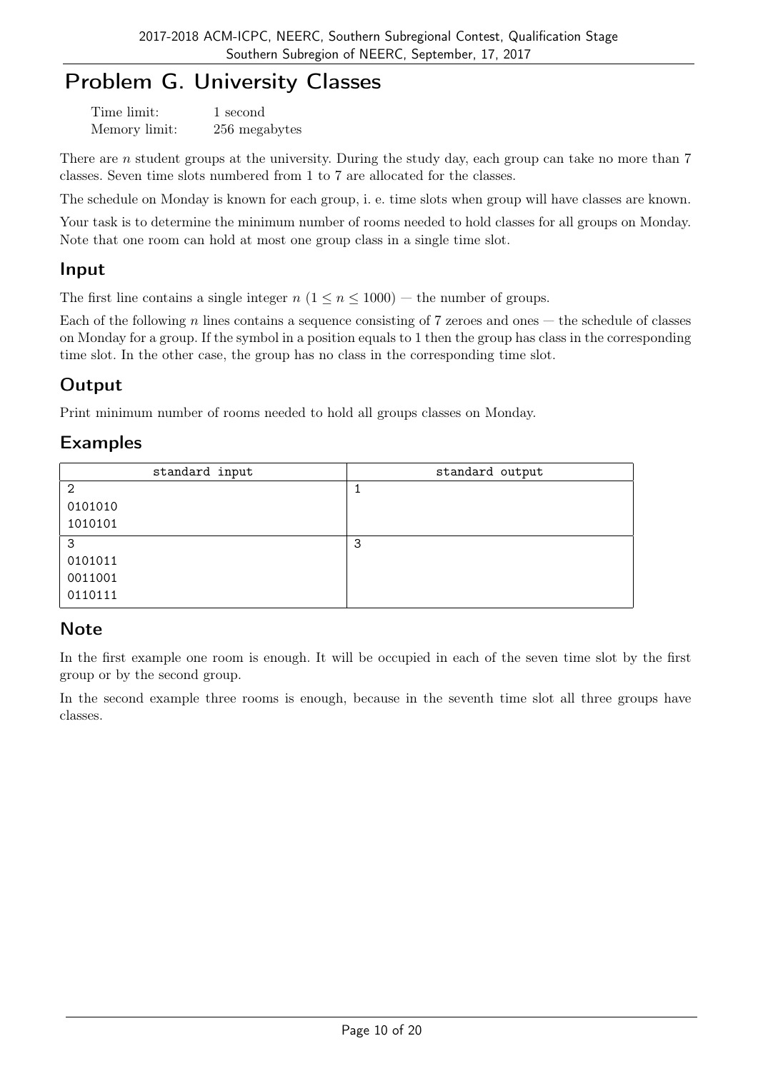# Problem G. University Classes

Time limit: 1 second
Memory limit: 256 megabytes

There are $n$ student groups at the university. During the study day, each group can take no more than 7 classes. Seven time slots numbered from 1 to 7 are allocated for the classes.

The schedule on Monday is known for each group, i. e. time slots when group will have classes are known.

Your task is to determine the minimum number of rooms needed to hold classes for all groups on Monday. Note that one room can hold at most one group class in a single time slot.

## Input

The first line contains a single integer $n$ ($1 \le n \le 1000$) — the number of groups.

Each of the following $n$ lines contains a sequence consisting of 7 zeroes and ones — the schedule of classes on Monday for a group. If the symbol in a position equals to 1 then the group has class in the corresponding time slot. In the other case, the group has no class in the corresponding time slot.

## Output

Print minimum number of rooms needed to hold all groups classes on Monday.

## Examples

| standard input | standard output |
|---|---|
| 2<br>0101010<br>1010101 | 1 |
| 3<br>0101011<br>0011001<br>0110111 | 3 |

## Note

In the first example one room is enough. It will be occupied in each of the seven time slot by the first group or by the second group.

In the second example three rooms is enough, because in the seventh time slot all three groups have classes.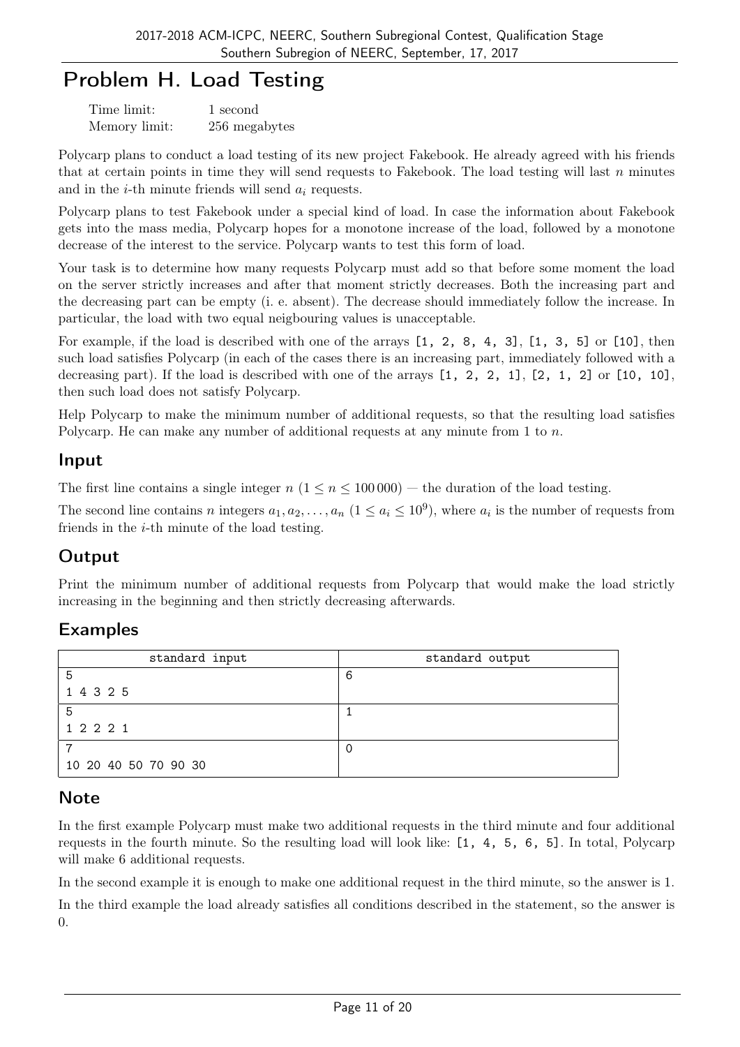# Problem H. Load Testing

Time limit: 1 second
Memory limit: 256 megabytes

Polycarp plans to conduct a load testing of its new project Fakebook. He already agreed with his friends that at certain points in time they will send requests to Fakebook. The load testing will last $n$ minutes and in the $i$-th minute friends will send $a_i$ requests.

Polycarp plans to test Fakebook under a special kind of load. In case the information about Fakebook gets into the mass media, Polycarp hopes for a monotone increase of the load, followed by a monotone decrease of the interest to the service. Polycarp wants to test this form of load.

Your task is to determine how many requests Polycarp must add so that before some moment the load on the server strictly increases and after that moment strictly decreases. Both the increasing part and the decreasing part can be empty (i. e. absent). The decrease should immediately follow the increase. In particular, the load with two equal neigbouring values is unacceptable.

For example, if the load is described with one of the arrays `[1, 2, 8, 4, 3]`, `[1, 3, 5]` or `[10]`, then such load satisfies Polycarp (in each of the cases there is an increasing part, immediately followed with a decreasing part). If the load is described with one of the arrays `[1, 2, 2, 1]`, `[2, 1, 2]` or `[10, 10]`, then such load does not satisfy Polycarp.

Help Polycarp to make the minimum number of additional requests, so that the resulting load satisfies Polycarp. He can make any number of additional requests at any minute from 1 to $n$.

## Input

The first line contains a single integer $n$ ($1 \le n \le 100\,000$) — the duration of the load testing.

The second line contains $n$ integers $a_1, a_2, \ldots, a_n$ ($1 \le a_i \le 10^9$), where $a_i$ is the number of requests from friends in the $i$-th minute of the load testing.

## Output

Print the minimum number of additional requests from Polycarp that would make the load strictly increasing in the beginning and then strictly decreasing afterwards.

## Examples

| standard input | standard output |
|---|---|
| 5<br>1 4 3 2 5 | 6 |
| 5<br>1 2 2 2 1 | 1 |
| 7<br>10 20 40 50 70 90 30 | 0 |

## Note

In the first example Polycarp must make two additional requests in the third minute and four additional requests in the fourth minute. So the resulting load will look like: `[1, 4, 5, 6, 5]`. In total, Polycarp will make 6 additional requests.

In the second example it is enough to make one additional request in the third minute, so the answer is 1.

In the third example the load already satisfies all conditions described in the statement, so the answer is 0.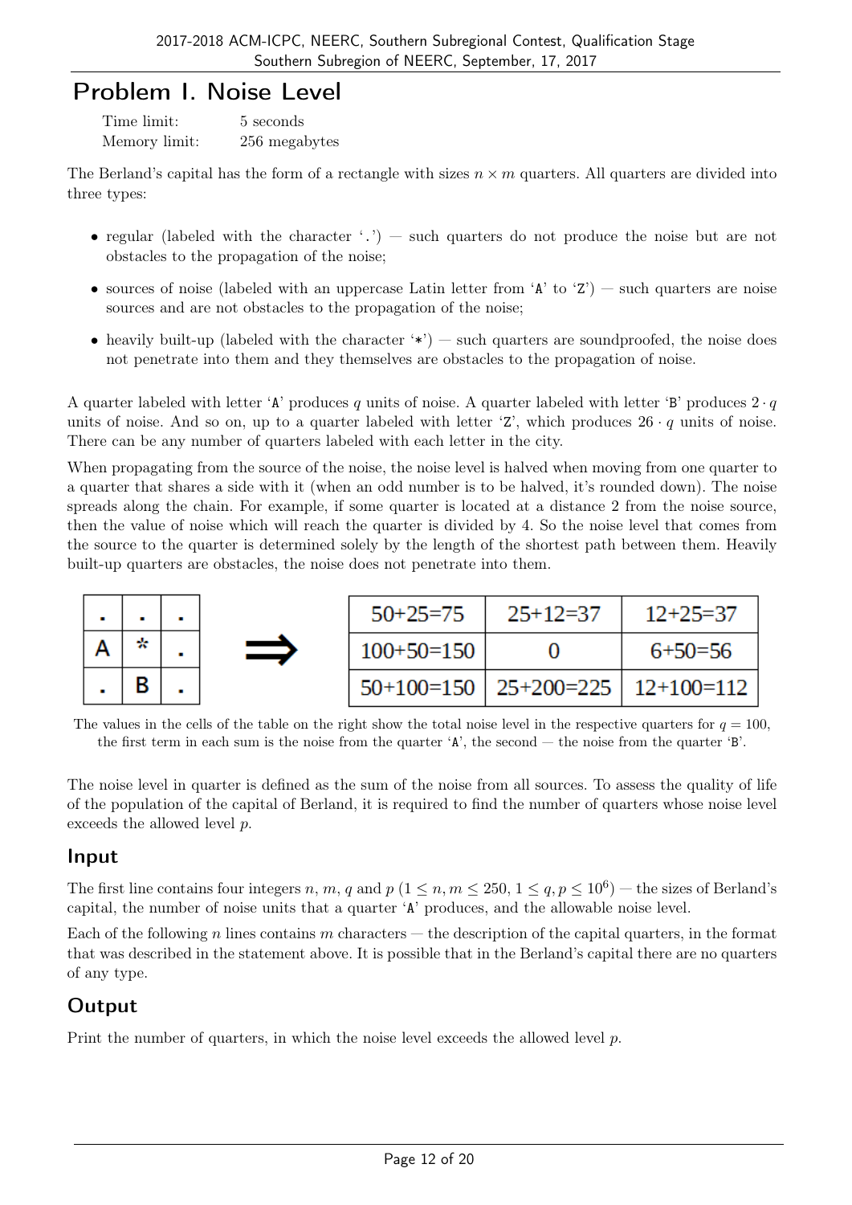# Problem I. Noise Level

Time limit: 5 seconds
Memory limit: 256 megabytes

The Berland's capital has the form of a rectangle with sizes $n \times m$ quarters. All quarters are divided into three types:

- regular (labeled with the character '.') — such quarters do not produce the noise but are not obstacles to the propagation of the noise;
- sources of noise (labeled with an uppercase Latin letter from 'A' to 'Z') — such quarters are noise sources and are not obstacles to the propagation of the noise;
- heavily built-up (labeled with the character '*') — such quarters are soundproofed, the noise does not penetrate into them and they themselves are obstacles to the propagation of noise.

A quarter labeled with letter 'A' produces $q$ units of noise. A quarter labeled with letter 'B' produces $2 \cdot q$ units of noise. And so on, up to a quarter labeled with letter 'Z', which produces $26 \cdot q$ units of noise. There can be any number of quarters labeled with each letter in the city.

When propagating from the source of the noise, the noise level is halved when moving from one quarter to a quarter that shares a side with it (when an odd number is to be halved, it's rounded down). The noise spreads along the chain. For example, if some quarter is located at a distance 2 from the noise source, then the value of noise which will reach the quarter is divided by 4. So the noise level that comes from the source to the quarter is determined solely by the length of the shortest path between them. Heavily built-up quarters are obstacles, the noise does not penetrate into them.

| . | . | . |
|---|---|---|
| A | * | . |
| . | B | . |

$\Rightarrow$

| 50+25=75 | 25+12=37 | 12+25=37 |
|---|---|---|
| 100+50=150 | 0 | 6+50=56 |
| 50+100=150 | 25+200=225 | 12+100=112 |

The values in the cells of the table on the right show the total noise level in the respective quarters for $q = 100$, the first term in each sum is the noise from the quarter 'A', the second — the noise from the quarter 'B'.

The noise level in quarter is defined as the sum of the noise from all sources. To assess the quality of life of the population of the capital of Berland, it is required to find the number of quarters whose noise level exceeds the allowed level $p$.

## Input

The first line contains four integers $n$, $m$, $q$ and $p$ ($1 \le n, m \le 250$, $1 \le q, p \le 10^6$) — the sizes of Berland's capital, the number of noise units that a quarter 'A' produces, and the allowable noise level.

Each of the following $n$ lines contains $m$ characters — the description of the capital quarters, in the format that was described in the statement above. It is possible that in the Berland's capital there are no quarters of any type.

## Output

Print the number of quarters, in which the noise level exceeds the allowed level $p$.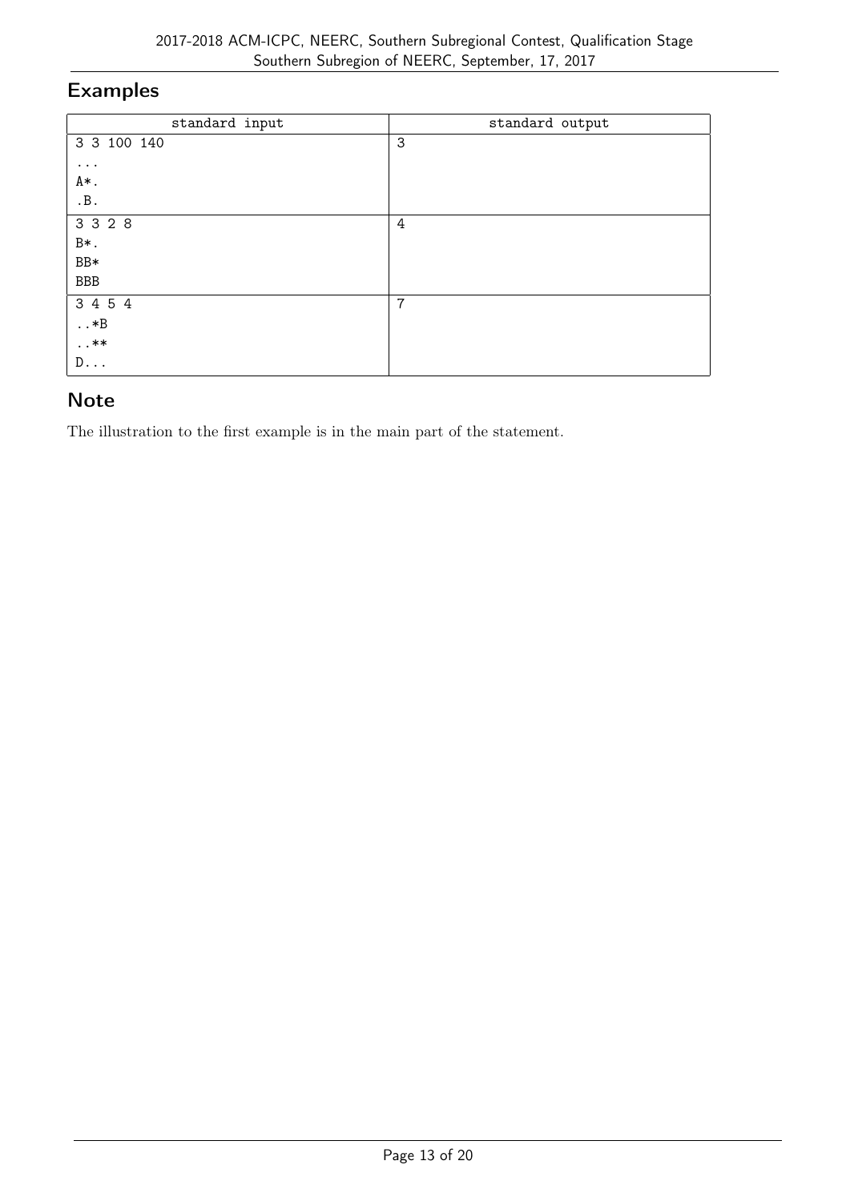## Examples

| standard input | standard output |
|---|---|
| 3 3 100 140<br>...<br>A*.<br>.B. | 3 |
| 3 3 2 8<br>B*.<br>BB*<br>BBB | 4 |
| 3 4 5 4<br>..*B<br>..**<br>D... | 7 |

## Note

The illustration to the first example is in the main part of the statement.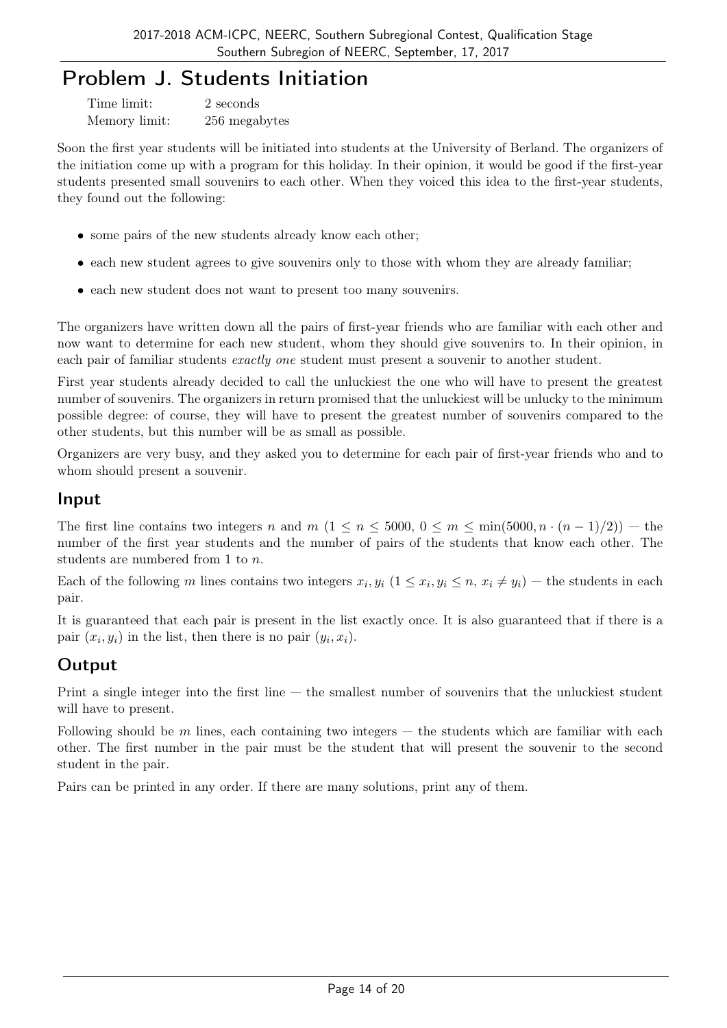# Problem J. Students Initiation

Time limit: 2 seconds
Memory limit: 256 megabytes

Soon the first year students will be initiated into students at the University of Berland. The organizers of the initiation come up with a program for this holiday. In their opinion, it would be good if the first-year students presented small souvenirs to each other. When they voiced this idea to the first-year students, they found out the following:

- some pairs of the new students already know each other;
- each new student agrees to give souvenirs only to those with whom they are already familiar;
- each new student does not want to present too many souvenirs.

The organizers have written down all the pairs of first-year friends who are familiar with each other and now want to determine for each new student, whom they should give souvenirs to. In their opinion, in each pair of familiar students *exactly one* student must present a souvenir to another student.

First year students already decided to call the unluckiest the one who will have to present the greatest number of souvenirs. The organizers in return promised that the unluckiest will be unlucky to the minimum possible degree: of course, they will have to present the greatest number of souvenirs compared to the other students, but this number will be as small as possible.

Organizers are very busy, and they asked you to determine for each pair of first-year friends who and to whom should present a souvenir.

## Input

The first line contains two integers $n$ and $m$ ($1 \le n \le 5000$, $0 \le m \le \min(5000, n \cdot (n-1)/2)$) — the number of the first year students and the number of pairs of the students that know each other. The students are numbered from 1 to $n$.

Each of the following $m$ lines contains two integers $x_i, y_i$ ($1 \le x_i, y_i \le n$, $x_i \ne y_i$) — the students in each pair.

It is guaranteed that each pair is present in the list exactly once. It is also guaranteed that if there is a pair $(x_i, y_i)$ in the list, then there is no pair $(y_i, x_i)$.

## Output

Print a single integer into the first line — the smallest number of souvenirs that the unluckiest student will have to present.

Following should be $m$ lines, each containing two integers — the students which are familiar with each other. The first number in the pair must be the student that will present the souvenir to the second student in the pair.

Pairs can be printed in any order. If there are many solutions, print any of them.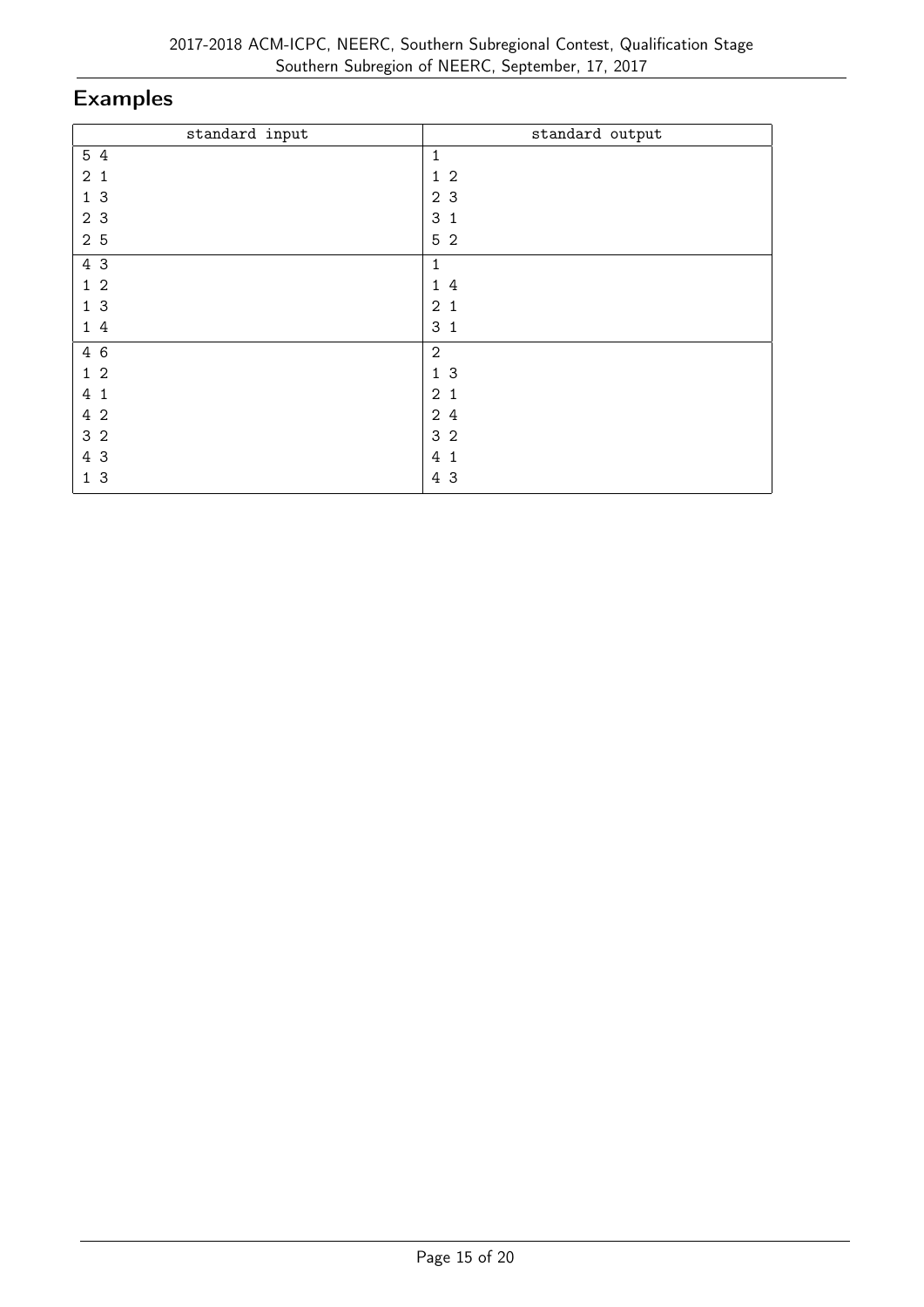## Examples

| standard input | standard output |
|---|---|
| 5 4<br>2 1<br>1 3<br>2 3<br>2 5 | 1<br>1 2<br>2 3<br>3 1<br>5 2 |
| 4 3<br>1 2<br>1 3<br>1 4 | 1<br>1 4<br>2 1<br>3 1 |
| 4 6<br>1 2<br>4 1<br>4 2<br>3 2<br>4 3<br>1 3 | 2<br>1 3<br>2 1<br>2 4<br>3 2<br>4 1<br>4 3 |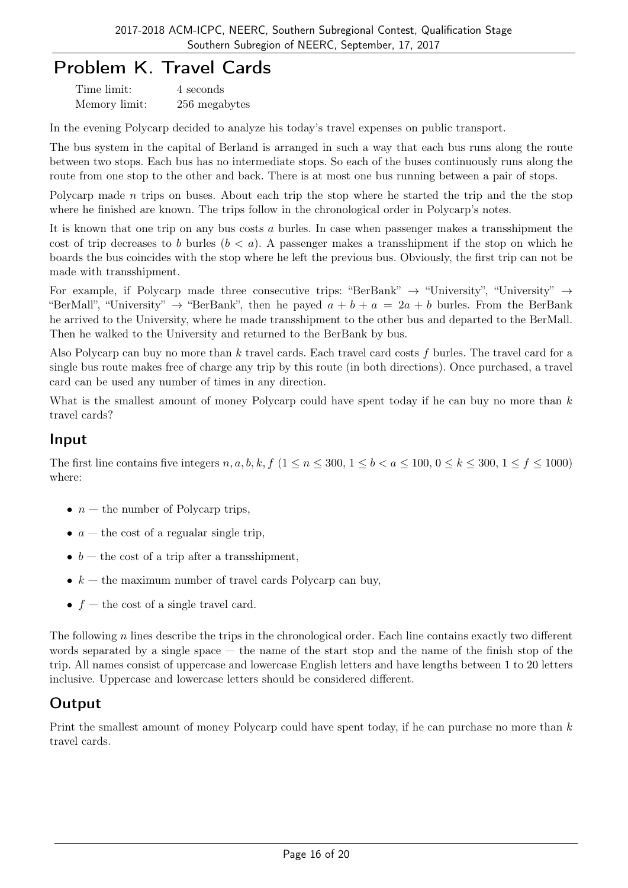# Problem K. Travel Cards

| | |
|---|---|
| Time limit: | 4 seconds |
| Memory limit: | 256 megabytes |

In the evening Polycarp decided to analyze his today's travel expenses on public transport.

The bus system in the capital of Berland is arranged in such a way that each bus runs along the route between two stops. Each bus has no intermediate stops. So each of the buses continuously runs along the route from one stop to the other and back. There is at most one bus running between a pair of stops.

Polycarp made $n$ trips on buses. About each trip the stop where he started the trip and the the stop where he finished are known. The trips follow in the chronological order in Polycarp's notes.

It is known that one trip on any bus costs $a$ burles. In case when passenger makes a transshipment the cost of trip decreases to $b$ burles ($b < a$). A passenger makes a transshipment if the stop on which he boards the bus coincides with the stop where he left the previous bus. Obviously, the first trip can not be made with transshipment.

For example, if Polycarp made three consecutive trips: "BerBank" $\rightarrow$ "University", "University" $\rightarrow$ "BerMall", "University" $\rightarrow$ "BerBank", then he payed $a + b + a = 2a + b$ burles. From the BerBank he arrived to the University, where he made transshipment to the other bus and departed to the BerMall. Then he walked to the University and returned to the BerBank by bus.

Also Polycarp can buy no more than $k$ travel cards. Each travel card costs $f$ burles. The travel card for a single bus route makes free of charge any trip by this route (in both directions). Once purchased, a travel card can be used any number of times in any direction.

What is the smallest amount of money Polycarp could have spent today if he can buy no more than $k$ travel cards?

## Input

The first line contains five integers $n, a, b, k, f$ ($1 \le n \le 300$, $1 \le b < a \le 100$, $0 \le k \le 300$, $1 \le f \le 1000$) where:

- $n$ — the number of Polycarp trips,
- $a$ — the cost of a regualar single trip,
- $b$ — the cost of a trip after a transshipment,
- $k$ — the maximum number of travel cards Polycarp can buy,
- $f$ — the cost of a single travel card.

The following $n$ lines describe the trips in the chronological order. Each line contains exactly two different words separated by a single space — the name of the start stop and the name of the finish stop of the trip. All names consist of uppercase and lowercase English letters and have lengths between 1 to 20 letters inclusive. Uppercase and lowercase letters should be considered different.

## Output

Print the smallest amount of money Polycarp could have spent today, if he can purchase no more than $k$ travel cards.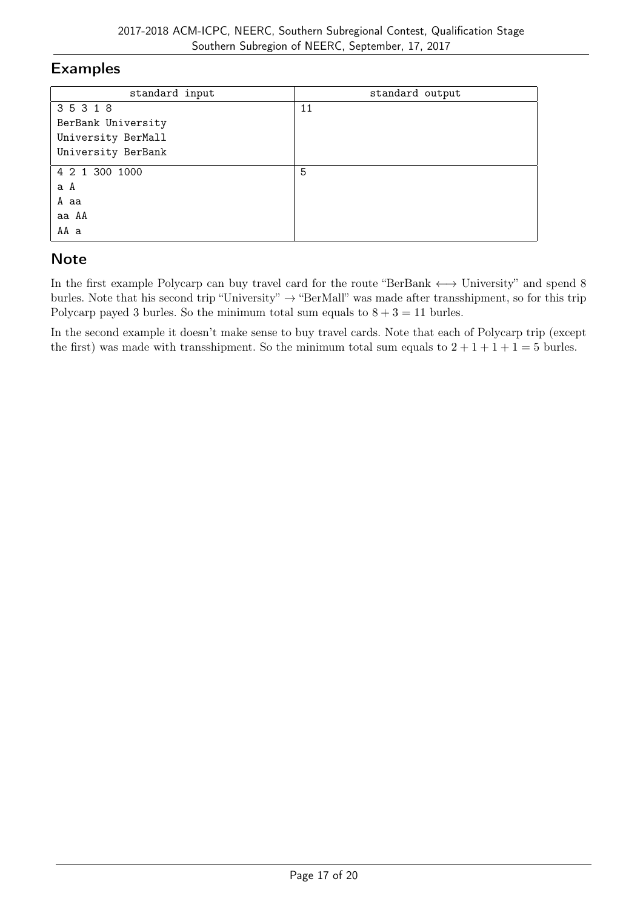## Examples

| standard input | standard output |
| --- | --- |
| 3 5 3 1 8<br>BerBank University<br>University BerMall<br>University BerBank | 11 |
| 4 2 1 300 1000<br>a A<br>A aa<br>aa AA<br>AA a | 5 |

## Note

In the first example Polycarp can buy travel card for the route "BerBank $\longleftrightarrow$ University" and spend 8 burles. Note that his second trip "University" $\rightarrow$ "BerMall" was made after transshipment, so for this trip Polycarp payed 3 burles. So the minimum total sum equals to $8 + 3 = 11$ burles.

In the second example it doesn't make sense to buy travel cards. Note that each of Polycarp trip (except the first) was made with transshipment. So the minimum total sum equals to $2 + 1 + 1 + 1 = 5$ burles.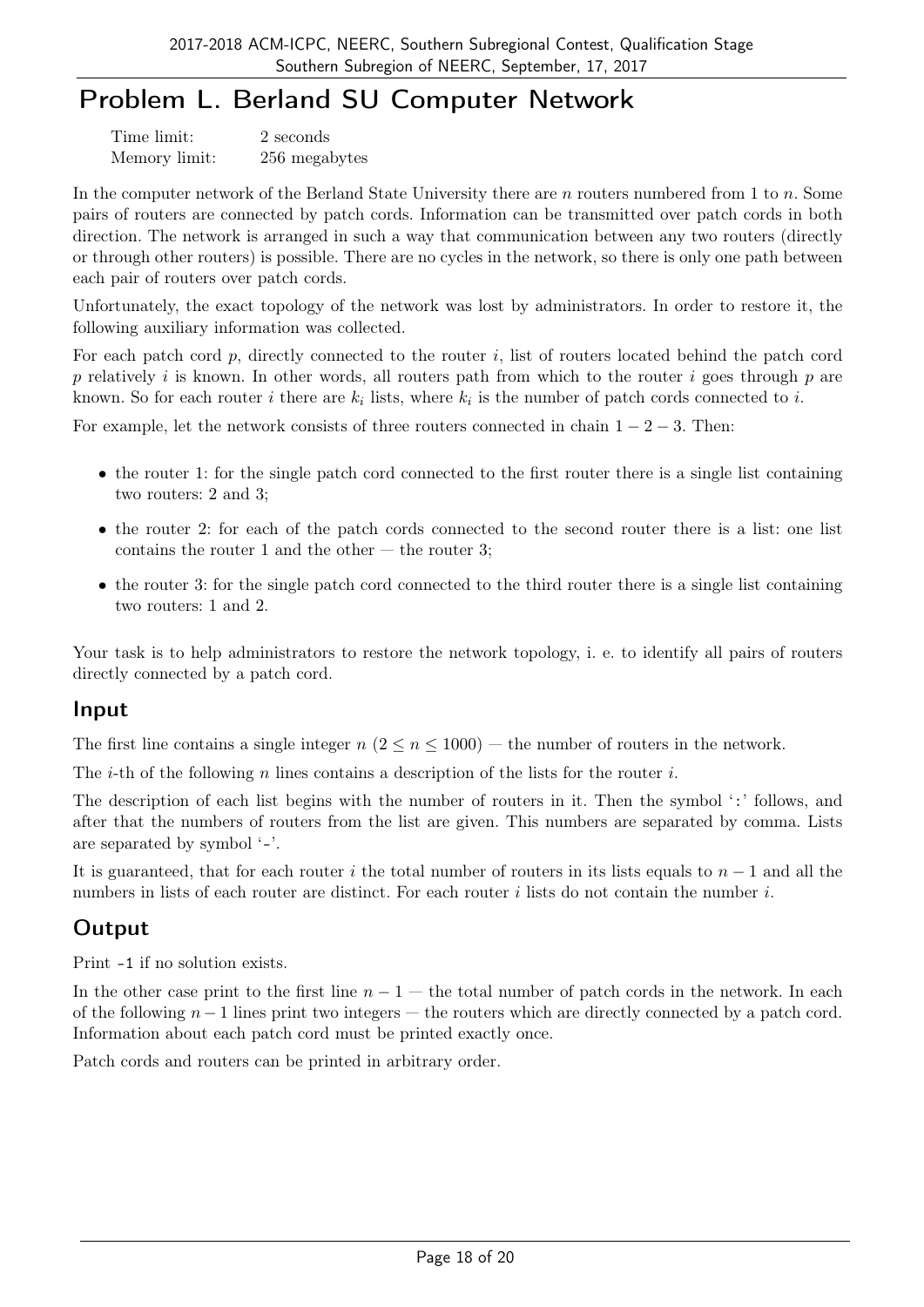# Problem L. Berland SU Computer Network

| | |
|---|---|
| Time limit: | 2 seconds |
| Memory limit: | 256 megabytes |

In the computer network of the Berland State University there are $n$ routers numbered from 1 to $n$. Some pairs of routers are connected by patch cords. Information can be transmitted over patch cords in both direction. The network is arranged in such a way that communication between any two routers (directly or through other routers) is possible. There are no cycles in the network, so there is only one path between each pair of routers over patch cords.

Unfortunately, the exact topology of the network was lost by administrators. In order to restore it, the following auxiliary information was collected.

For each patch cord $p$, directly connected to the router $i$, list of routers located behind the patch cord $p$ relatively $i$ is known. In other words, all routers path from which to the router $i$ goes through $p$ are known. So for each router $i$ there are $k_i$ lists, where $k_i$ is the number of patch cords connected to $i$.

For example, let the network consists of three routers connected in chain $1 - 2 - 3$. Then:

- the router 1: for the single patch cord connected to the first router there is a single list containing two routers: 2 and 3;
- the router 2: for each of the patch cords connected to the second router there is a list: one list contains the router 1 and the other — the router 3;
- the router 3: for the single patch cord connected to the third router there is a single list containing two routers: 1 and 2.

Your task is to help administrators to restore the network topology, i. e. to identify all pairs of routers directly connected by a patch cord.

## Input

The first line contains a single integer $n$ ($2 \le n \le 1000$) — the number of routers in the network.

The $i$-th of the following $n$ lines contains a description of the lists for the router $i$.

The description of each list begins with the number of routers in it. Then the symbol ':' follows, and after that the numbers of routers from the list are given. This numbers are separated by comma. Lists are separated by symbol '-'.

It is guaranteed, that for each router $i$ the total number of routers in its lists equals to $n - 1$ and all the numbers in lists of each router are distinct. For each router $i$ lists do not contain the number $i$.

## Output

Print -1 if no solution exists.

In the other case print to the first line $n - 1$ — the total number of patch cords in the network. In each of the following $n - 1$ lines print two integers — the routers which are directly connected by a patch cord. Information about each patch cord must be printed exactly once.

Patch cords and routers can be printed in arbitrary order.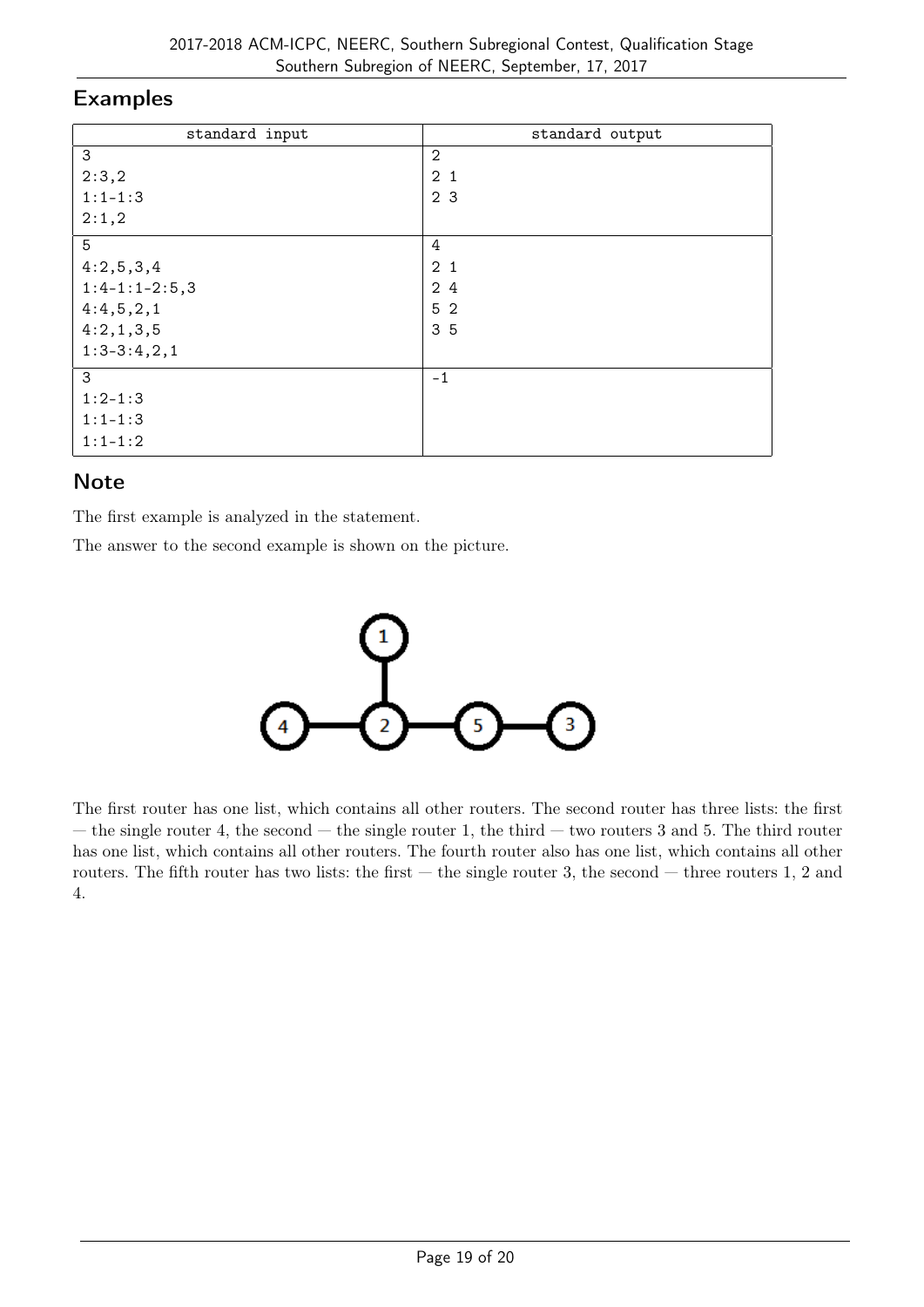## Examples

| standard input | standard output |
|---|---|
| 3<br>2:3,2<br>1:1-1:3<br>2:1,2 | 2<br>2 1<br>2 3 |
| 5<br>4:2,5,3,4<br>1:4-1:1-2:5,3<br>4:4,5,2,1<br>4:2,1,3,5<br>1:3-3:4,2,1 | 4<br>2 1<br>2 4<br>5 2<br>3 5 |
| 3<br>1:2-1:3<br>1:1-1:3<br>1:1-1:2 | -1 |

## Note

The first example is analyzed in the statement.

The answer to the second example is shown on the picture.

The first router has one list, which contains all other routers. The second router has three lists: the first — the single router 4, the second — the single router 1, the third — two routers 3 and 5. The third router has one list, which contains all other routers. The fourth router also has one list, which contains all other routers. The fifth router has two lists: the first — the single router 3, the second — three routers 1, 2 and 4.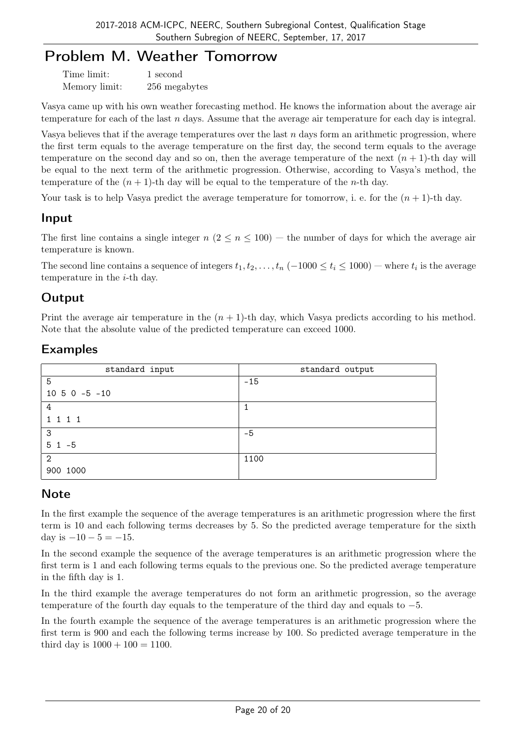# Problem M. Weather Tomorrow

Time limit: 1 second
Memory limit: 256 megabytes

Vasya came up with his own weather forecasting method. He knows the information about the average air temperature for each of the last $n$ days. Assume that the average air temperature for each day is integral.

Vasya believes that if the average temperatures over the last $n$ days form an arithmetic progression, where the first term equals to the average temperature on the first day, the second term equals to the average temperature on the second day and so on, then the average temperature of the next $(n + 1)$-th day will be equal to the next term of the arithmetic progression. Otherwise, according to Vasya's method, the temperature of the $(n + 1)$-th day will be equal to the temperature of the $n$-th day.

Your task is to help Vasya predict the average temperature for tomorrow, i. e. for the $(n + 1)$-th day.

## Input

The first line contains a single integer $n$ ($2 \le n \le 100$) — the number of days for which the average air temperature is known.

The second line contains a sequence of integers $t_1, t_2, \ldots, t_n$ ($-1000 \le t_i \le 1000$) — where $t_i$ is the average temperature in the $i$-th day.

## Output

Print the average air temperature in the $(n + 1)$-th day, which Vasya predicts according to his method. Note that the absolute value of the predicted temperature can exceed 1000.

## Examples

| standard input | standard output |
|---|---|
| 5<br>10 5 0 -5 -10 | -15 |
| 4<br>1 1 1 1 | 1 |
| 3<br>5 1 -5 | -5 |
| 2<br>900 1000 | 1100 |

## Note

In the first example the sequence of the average temperatures is an arithmetic progression where the first term is 10 and each following terms decreases by 5. So the predicted average temperature for the sixth day is $-10 - 5 = -15$.

In the second example the sequence of the average temperatures is an arithmetic progression where the first term is 1 and each following terms equals to the previous one. So the predicted average temperature in the fifth day is 1.

In the third example the average temperatures do not form an arithmetic progression, so the average temperature of the fourth day equals to the temperature of the third day and equals to $-5$.

In the fourth example the sequence of the average temperatures is an arithmetic progression where the first term is 900 and each the following terms increase by 100. So predicted average temperature in the third day is $1000 + 100 = 1100$.